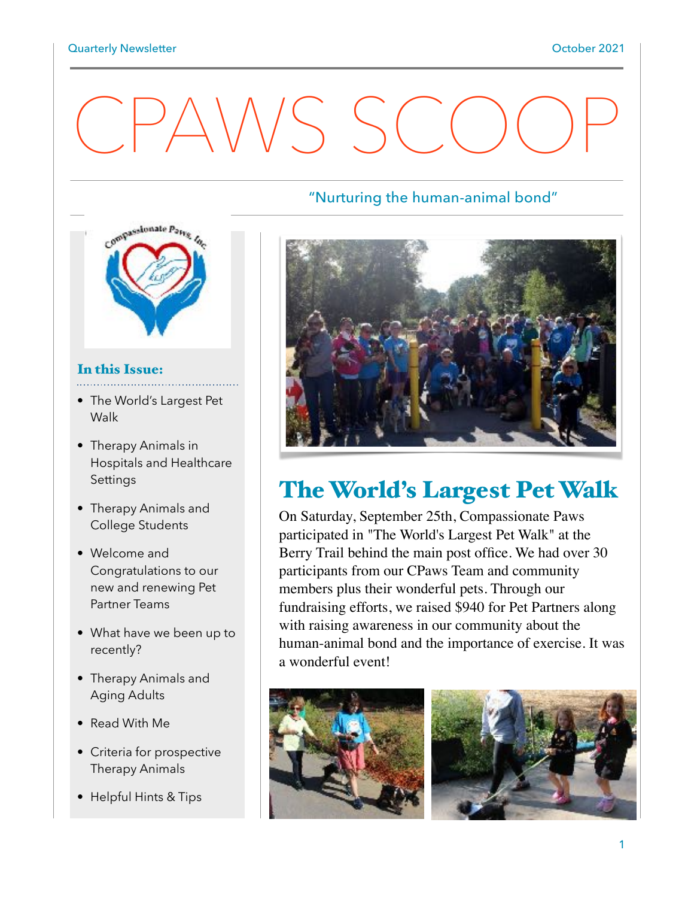Quarterly Newsletter — October 2021

# CPAWS SCOOP

"Nurturing the human-animal bond"

Compassionate Paws, Inc.

### In this Issue:

- The World's Largest Pet Walk
- Therapy Animals in Hospitals and Healthcare Settings
- Therapy Animals and College Students
- Welcome and Congratulations to our new and renewing Pet Partner Teams
- What have we been up to recently?
- Therapy Animals and Aging Adults
- Read With Me
- Criteria for prospective Therapy Animals
- Helpful Hints & Tips

## The World's Largest Pet Walk

On Saturday, September 25th, Compassionate Paws participated in "The World's Largest Pet Walk" at the Berry Trail behind the main post office. We had over 30 participants from our CPaws Team and community members plus their wonderful pets. Through our fundraising efforts, we raised $940 for Pet Partners along with raising awareness in our community about the human-animal bond and the importance of exercise. It was a wonderful event!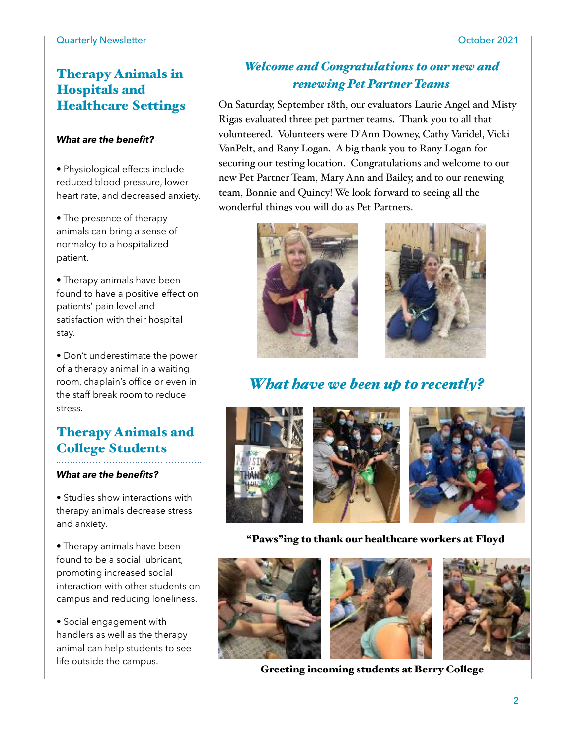## Therapy Animals in Hospitals and Healthcare Settings

***What are the benefit?***

- Physiological effects include reduced blood pressure, lower heart rate, and decreased anxiety.
- The presence of therapy animals can bring a sense of normalcy to a hospitalized patient.
- Therapy animals have been found to have a positive effect on patients' pain level and satisfaction with their hospital stay.
- Don't underestimate the power of a therapy animal in a waiting room, chaplain's office or even in the staff break room to reduce stress.

## Therapy Animals and College Students

***What are the benefits?***

- Studies show interactions with therapy animals decrease stress and anxiety.
- Therapy animals have been found to be a social lubricant, promoting increased social interaction with other students on campus and reducing loneliness.
- Social engagement with handlers as well as the therapy animal can help students to see life outside the campus.

## *Welcome and Congratulations to our new and renewing Pet Partner Teams*

On Saturday, September 18th, our evaluators Laurie Angel and Misty Rigas evaluated three pet partner teams. Thank you to all that volunteered. Volunteers were D'Ann Downey, Cathy Varidel, Vicki VanPelt, and Rany Logan. A big thank you to Rany Logan for securing our testing location. Congratulations and welcome to our new Pet Partner Team, Mary Ann and Bailey, and to our renewing team, Bonnie and Quincy! We look forward to seeing all the wonderful things you will do as Pet Partners.

## *What have we been up to recently?*

**"Paws"ing to thank our healthcare workers at Floyd**

**Greeting incoming students at Berry College**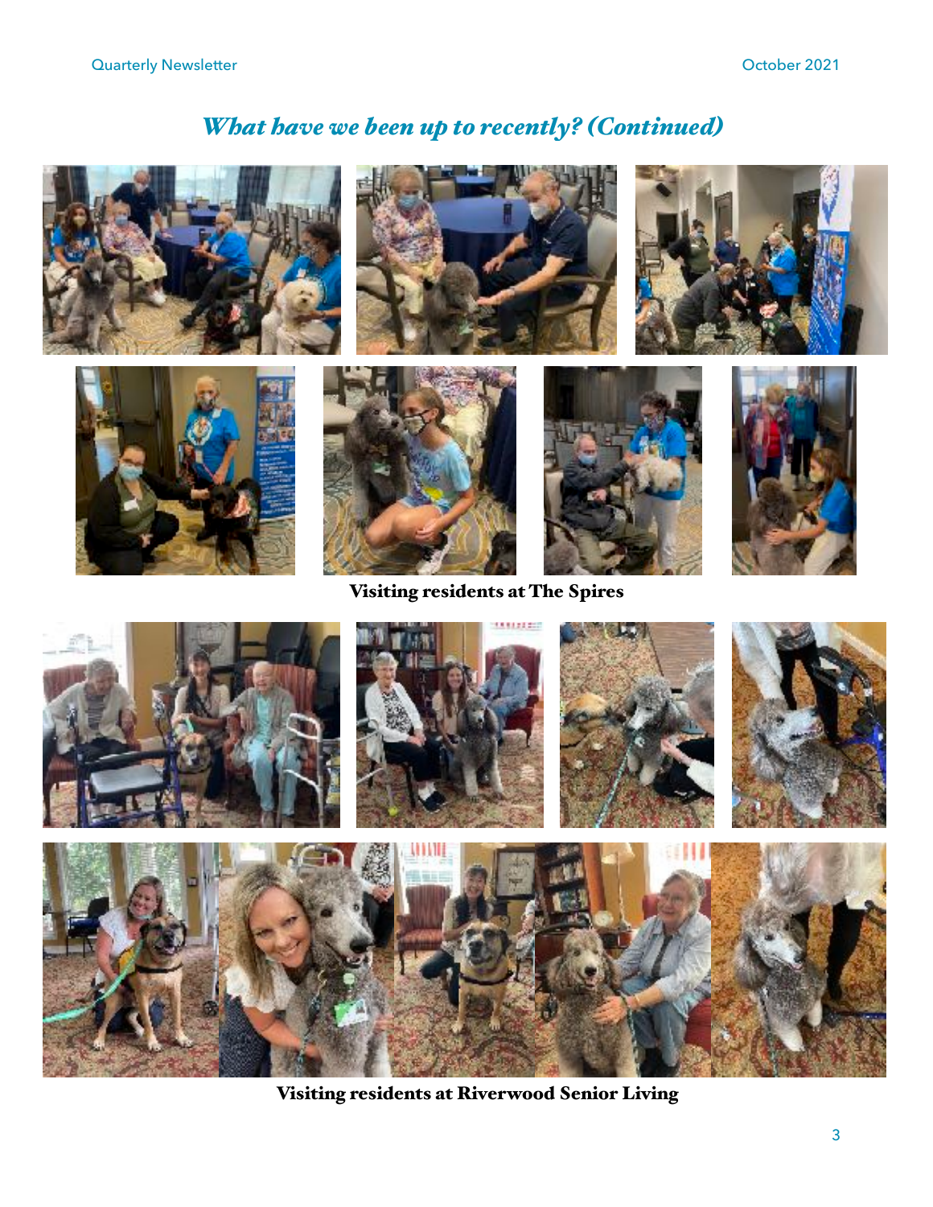## *What have we been up to recently? (Continued)*

**Visiting residents at The Spires**

**Visiting residents at Riverwood Senior Living**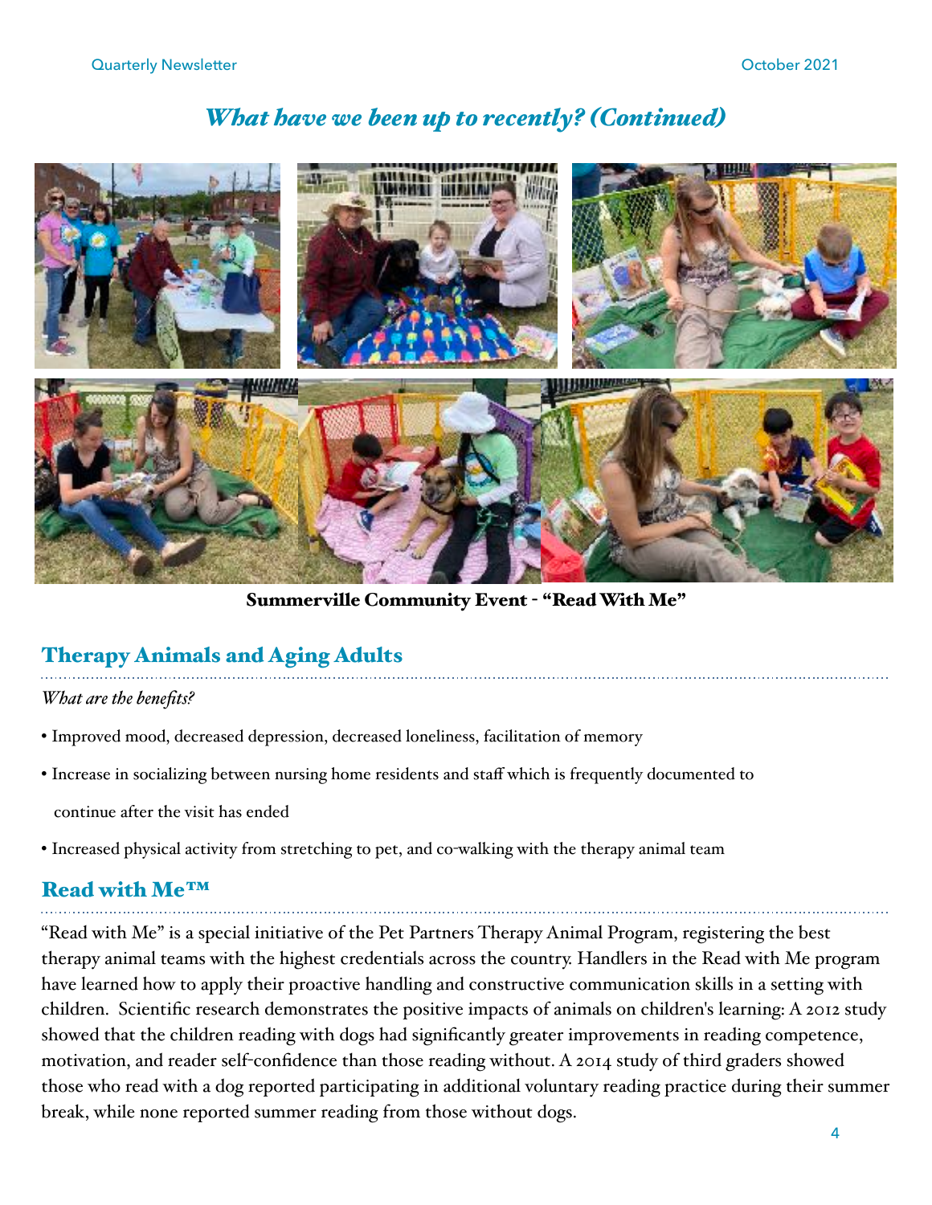## *What have we been up to recently? (Continued)*

**Summerville Community Event - "Read With Me"**

## Therapy Animals and Aging Adults

*What are the benefits?*

- Improved mood, decreased depression, decreased loneliness, facilitation of memory
- Increase in socializing between nursing home residents and staff which is frequently documented to continue after the visit has ended
- Increased physical activity from stretching to pet, and co-walking with the therapy animal team

## Read with Me™

"Read with Me" is a special initiative of the Pet Partners Therapy Animal Program, registering the best therapy animal teams with the highest credentials across the country. Handlers in the Read with Me program have learned how to apply their proactive handling and constructive communication skills in a setting with children. Scientific research demonstrates the positive impacts of animals on children's learning: A 2012 study showed that the children reading with dogs had significantly greater improvements in reading competence, motivation, and reader self-confidence than those reading without. A 2014 study of third graders showed those who read with a dog reported participating in additional voluntary reading practice during their summer break, while none reported summer reading from those without dogs.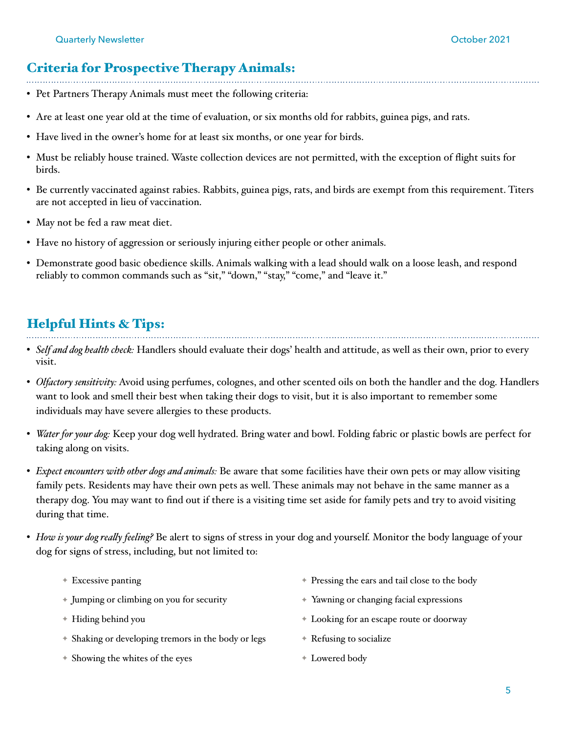## Criteria for Prospective Therapy Animals:

- Pet Partners Therapy Animals must meet the following criteria:
- Are at least one year old at the time of evaluation, or six months old for rabbits, guinea pigs, and rats.
- Have lived in the owner's home for at least six months, or one year for birds.
- Must be reliably house trained. Waste collection devices are not permitted, with the exception of flight suits for birds.
- Be currently vaccinated against rabies. Rabbits, guinea pigs, rats, and birds are exempt from this requirement. Titers are not accepted in lieu of vaccination.
- May not be fed a raw meat diet.
- Have no history of aggression or seriously injuring either people or other animals.
- Demonstrate good basic obedience skills. Animals walking with a lead should walk on a loose leash, and respond reliably to common commands such as "sit," "down," "stay," "come," and "leave it."

## Helpful Hints & Tips:

- *Self and dog health check:* Handlers should evaluate their dogs' health and attitude, as well as their own, prior to every visit.
- *Olfactory sensitivity:* Avoid using perfumes, colognes, and other scented oils on both the handler and the dog. Handlers want to look and smell their best when taking their dogs to visit, but it is also important to remember some individuals may have severe allergies to these products.
- *Water for your dog:* Keep your dog well hydrated. Bring water and bowl. Folding fabric or plastic bowls are perfect for taking along on visits.
- *Expect encounters with other dogs and animals:* Be aware that some facilities have their own pets or may allow visiting family pets. Residents may have their own pets as well. These animals may not behave in the same manner as a therapy dog. You may want to find out if there is a visiting time set aside for family pets and try to avoid visiting during that time.
- *How is your dog really feeling?* Be alert to signs of stress in your dog and yourself. Monitor the body language of your dog for signs of stress, including, but not limited to:
    - Excessive panting
    - Jumping or climbing on you for security
    - Hiding behind you
    - Shaking or developing tremors in the body or legs
    - Showing the whites of the eyes
    - Pressing the ears and tail close to the body
    - Yawning or changing facial expressions
    - Looking for an escape route or doorway
    - Refusing to socialize
    - Lowered body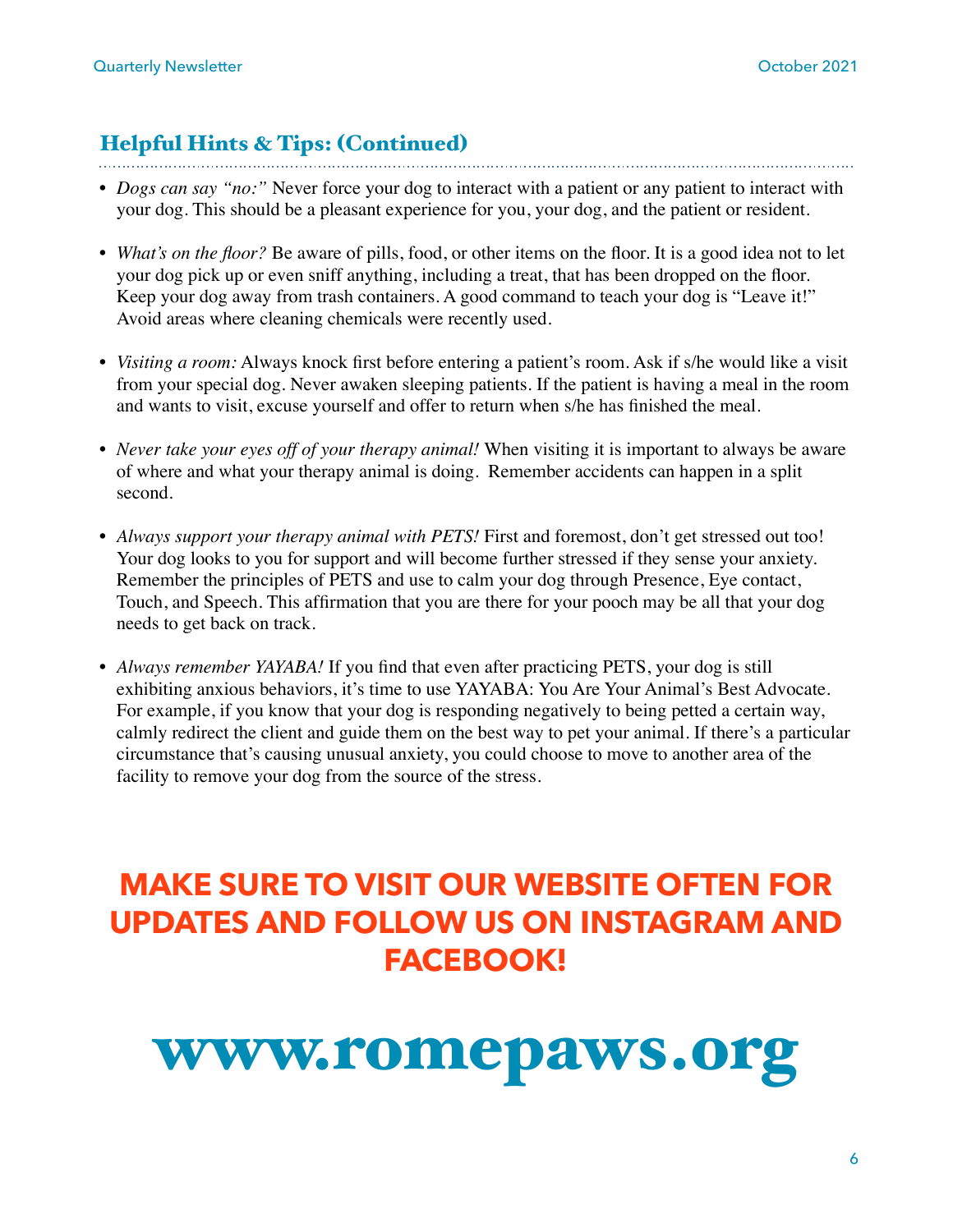## Helpful Hints & Tips: (Continued)

- *Dogs can say "no:"* Never force your dog to interact with a patient or any patient to interact with your dog. This should be a pleasant experience for you, your dog, and the patient or resident.

- *What's on the floor?* Be aware of pills, food, or other items on the floor. It is a good idea not to let your dog pick up or even sniff anything, including a treat, that has been dropped on the floor. Keep your dog away from trash containers. A good command to teach your dog is "Leave it!" Avoid areas where cleaning chemicals were recently used.

- *Visiting a room:* Always knock first before entering a patient's room. Ask if s/he would like a visit from your special dog. Never awaken sleeping patients. If the patient is having a meal in the room and wants to visit, excuse yourself and offer to return when s/he has finished the meal.

- *Never take your eyes off of your therapy animal!* When visiting it is important to always be aware of where and what your therapy animal is doing. Remember accidents can happen in a split second.

- *Always support your therapy animal with PETS!* First and foremost, don't get stressed out too! Your dog looks to you for support and will become further stressed if they sense your anxiety. Remember the principles of PETS and use to calm your dog through Presence, Eye contact, Touch, and Speech. This affirmation that you are there for your pooch may be all that your dog needs to get back on track.

- *Always remember YAYABA!* If you find that even after practicing PETS, your dog is still exhibiting anxious behaviors, it's time to use YAYABA: You Are Your Animal's Best Advocate. For example, if you know that your dog is responding negatively to being petted a certain way, calmly redirect the client and guide them on the best way to pet your animal. If there's a particular circumstance that's causing unusual anxiety, you could choose to move to another area of the facility to remove your dog from the source of the stress.

**MAKE SURE TO VISIT OUR WEBSITE OFTEN FOR UPDATES AND FOLLOW US ON INSTAGRAM AND FACEBOOK!**

# www.romepaws.org